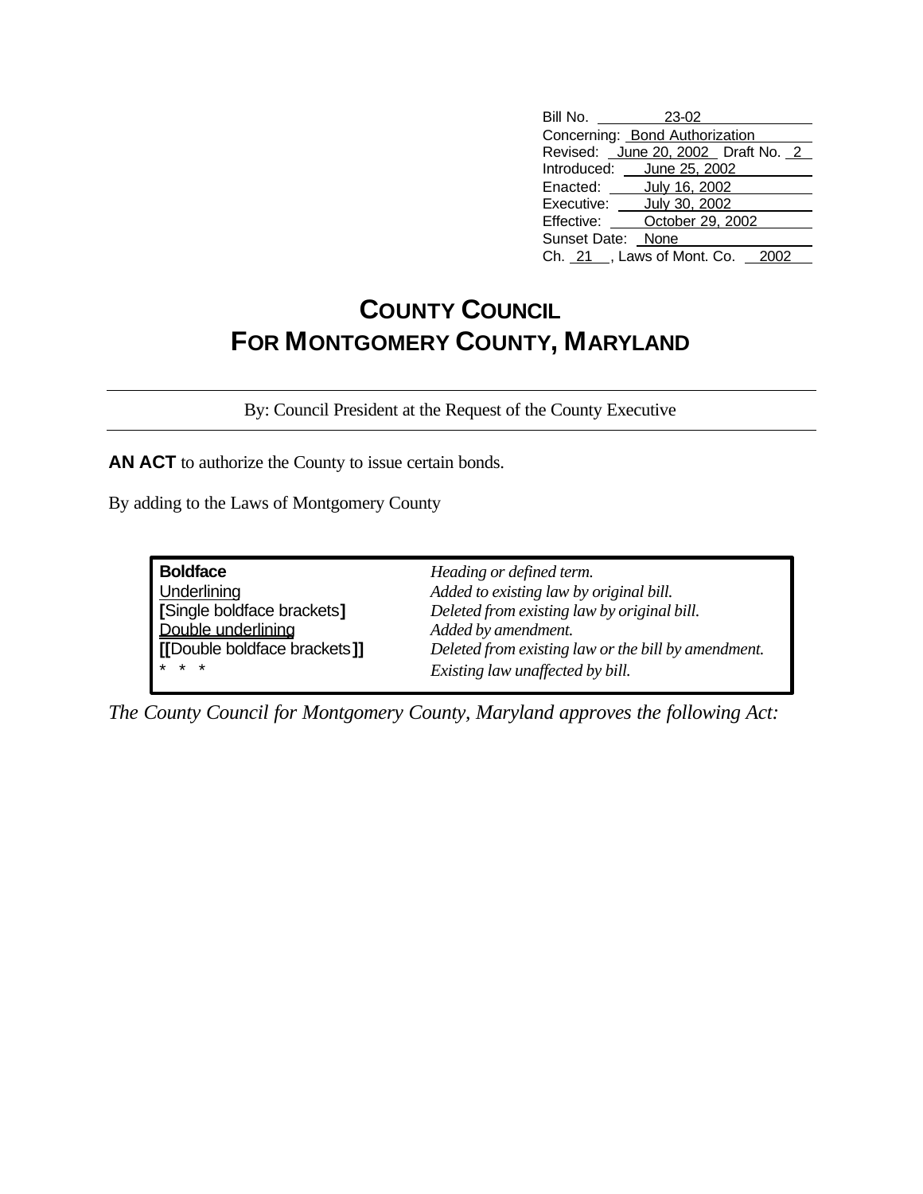Bill No. 23-02
Concerning: Bond Authorization
Revised: June 20, 2002 Draft No. 2
Introduced: June 25, 2002
Enacted: July 16, 2002
Executive: July 30, 2002
Effective: October 29, 2002
Sunset Date: None
Ch. 21 , Laws of Mont. Co. 2002

# COUNTY COUNCIL
# FOR MONTGOMERY COUNTY, MARYLAND

By: Council President at the Request of the County Executive

**AN ACT** to authorize the County to issue certain bonds.

By adding to the Laws of Montgomery County

| | |
|---|---|
| **Boldface** | *Heading or defined term.* |
| Underlining | *Added to existing law by original bill.* |
| **[**Single boldface brackets**]** | *Deleted from existing law by original bill.* |
| Double underlining | *Added by amendment.* |
| **[[**Double boldface brackets**]]** | *Deleted from existing law or the bill by amendment.* |
| * * * | *Existing law unaffected by bill.* |

*The County Council for Montgomery County, Maryland approves the following Act:*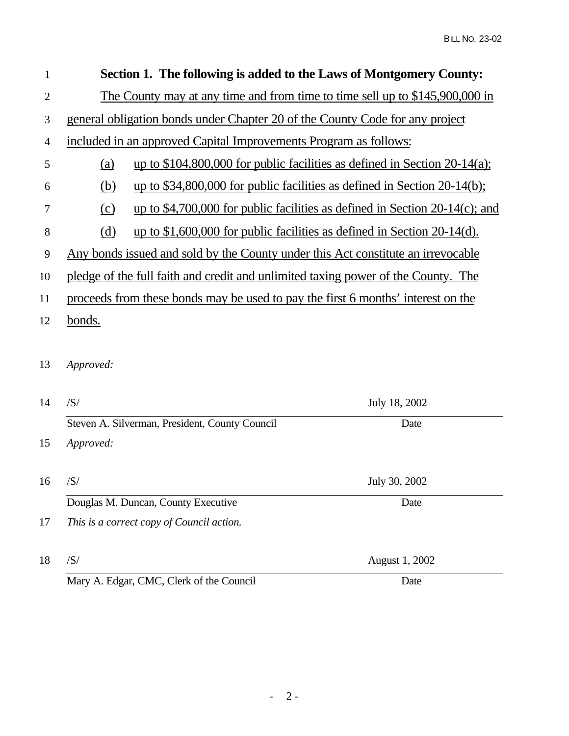**Section 1. The following is added to the Laws of Montgomery County:**

The County may at any time and from time to time sell up to $145,900,000 in general obligation bonds under Chapter 20 of the County Code for any project included in an approved Capital Improvements Program as follows:

(a) up to $104,800,000 for public facilities as defined in Section 20-14(a);

(b) up to $34,800,000 for public facilities as defined in Section 20-14(b);

(c) up to $4,700,000 for public facilities as defined in Section 20-14(c); and

(d) up to $1,600,000 for public facilities as defined in Section 20-14(d).

Any bonds issued and sold by the County under this Act constitute an irrevocable pledge of the full faith and credit and unlimited taxing power of the County. The proceeds from these bonds may be used to pay the first 6 months' interest on the bonds.

*Approved:*

/S/ July 18, 2002

Steven A. Silverman, President, County Council Date

*Approved:*

/S/ July 30, 2002

Douglas M. Duncan, County Executive Date

*This is a correct copy of Council action.*

/S/ August 1, 2002

Mary A. Edgar, CMC, Clerk of the Council Date